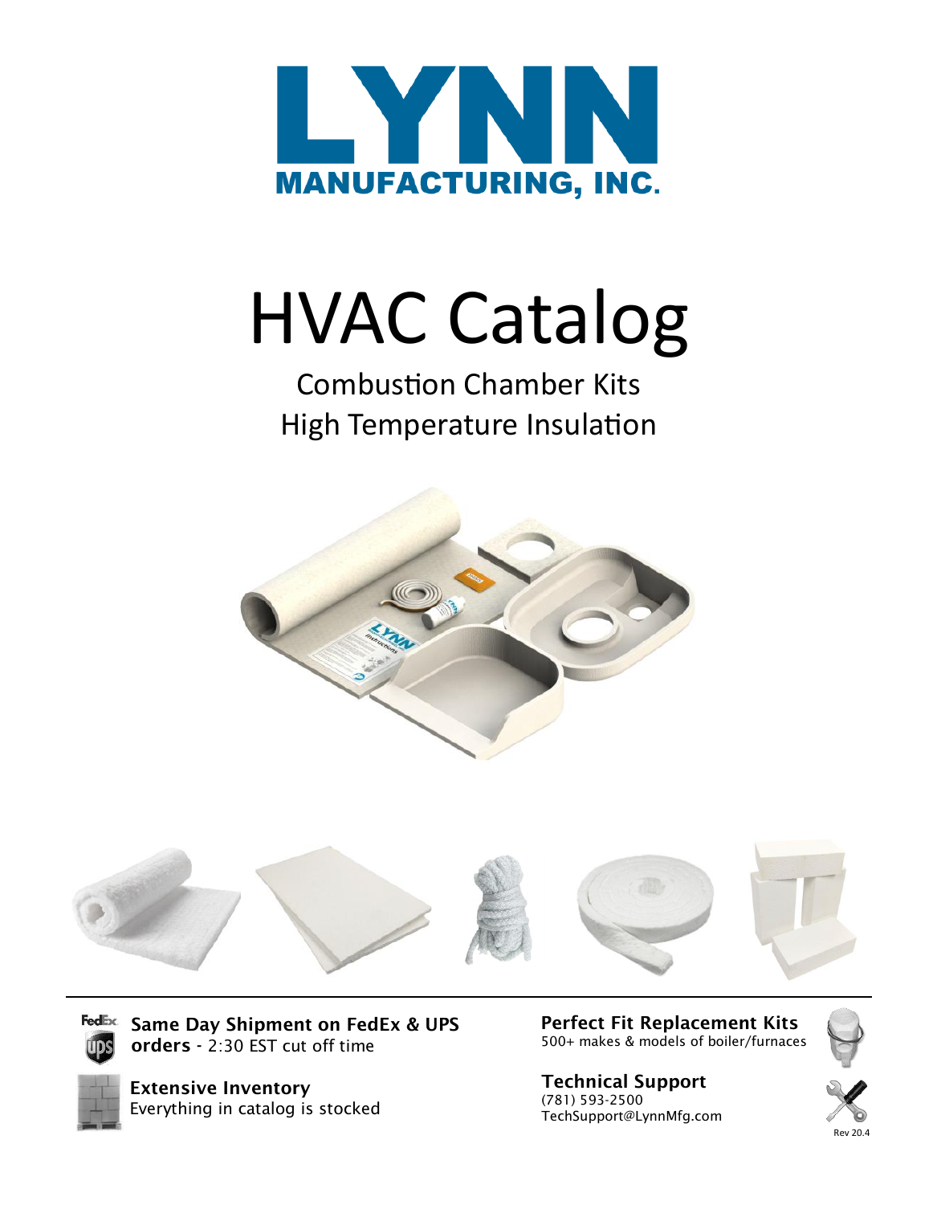# LYNN MANUFACTURING, INC.

# HVAC Catalog

## Combustion Chamber Kits
## High Temperature Insulation

**Same Day Shipment on FedEx & UPS orders** - 2:30 EST cut off time

**Extensive Inventory**
Everything in catalog is stocked

**Perfect Fit Replacement Kits**
500+ makes & models of boiler/furnaces

**Technical Support**
(781) 593-2500
TechSupport@LynnMfg.com

Rev 20.4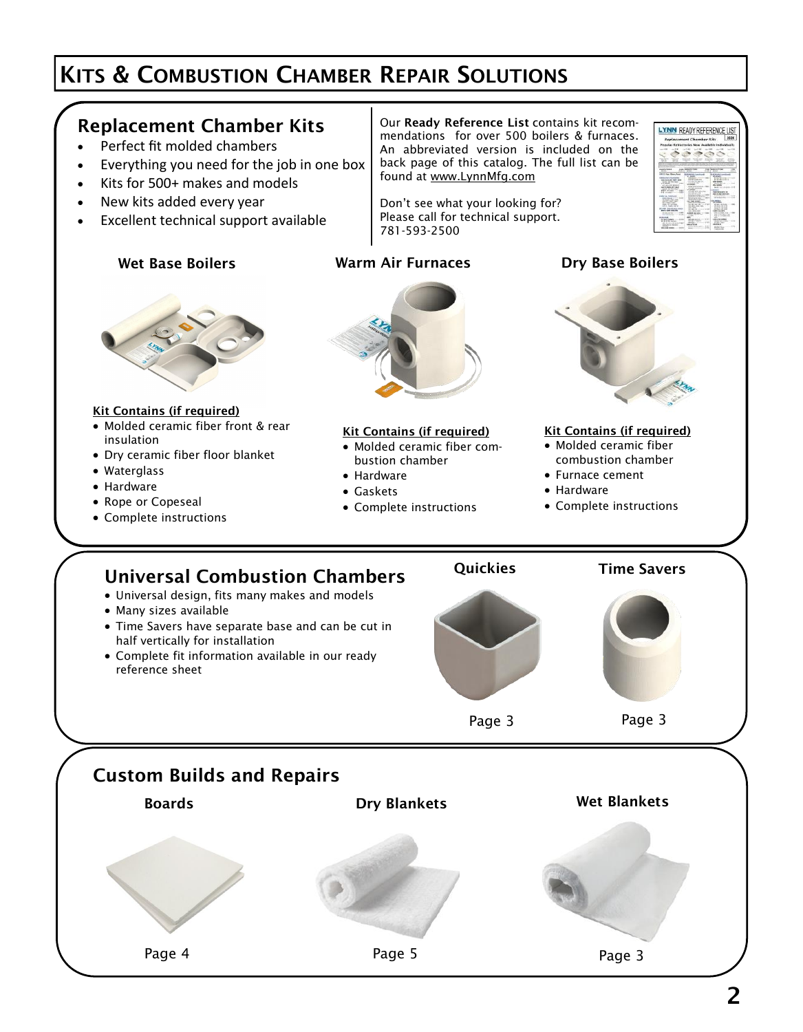# Kits & Combustion Chamber Repair Solutions

## Replacement Chamber Kits

- Perfect fit molded chambers
- Everything you need for the job in one box
- Kits for 500+ makes and models
- New kits added every year
- Excellent technical support available

Our **Ready Reference List** contains kit recommendations for over 500 boilers & furnaces. An abbreviated version is included on the back page of this catalog. The full list can be found at www.LynnMfg.com

Don't see what your looking for? Please call for technical support. 781-593-2500

### Wet Base Boilers

**Kit Contains (if required)**

- Molded ceramic fiber front & rear insulation
- Dry ceramic fiber floor blanket
- Waterglass
- Hardware
- Rope or Copeseal
- Complete instructions

### Warm Air Furnaces

**Kit Contains (if required)**

- Molded ceramic fiber combustion chamber
- Hardware
- Gaskets
- Complete instructions

### Dry Base Boilers

**Kit Contains (if required)**

- Molded ceramic fiber combustion chamber
- Furnace cement
- Hardware
- Complete instructions

## Universal Combustion Chambers

- Universal design, fits many makes and models
- Many sizes available
- Time Savers have separate base and can be cut in half vertically for installation
- Complete fit information available in our ready reference sheet

### Quickies

Page 3

### Time Savers

Page 3

## Custom Builds and Repairs

### Boards

Page 4

### Dry Blankets

Page 5

### Wet Blankets

Page 3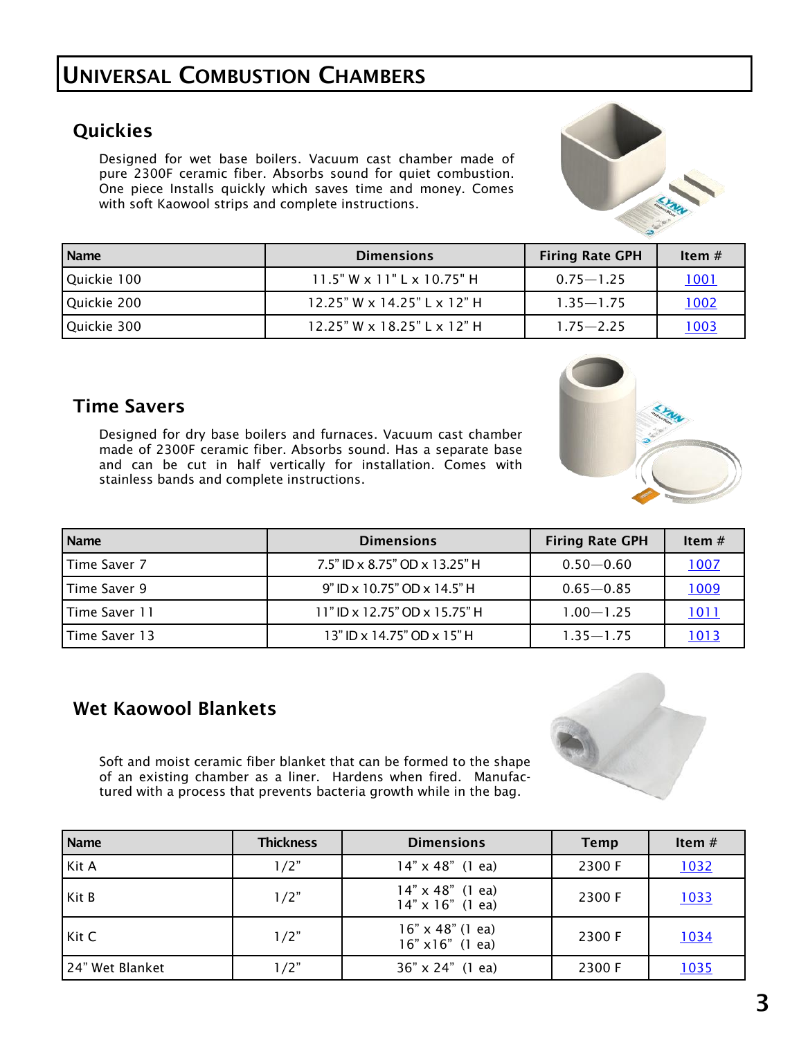# Universal Combustion Chambers

## Quickies

Designed for wet base boilers. Vacuum cast chamber made of pure 2300F ceramic fiber. Absorbs sound for quiet combustion. One piece Installs quickly which saves time and money. Comes with soft Kaowool strips and complete instructions.

| Name | Dimensions | Firing Rate GPH | Item # |
|---|---|---|---|
| Quickie 100 | 11.5" W x 11" L x 10.75" H | 0.75—1.25 | 1001 |
| Quickie 200 | 12.25" W x 14.25" L x 12" H | 1.35—1.75 | 1002 |
| Quickie 300 | 12.25" W x 18.25" L x 12" H | 1.75—2.25 | 1003 |

## Time Savers

Designed for dry base boilers and furnaces. Vacuum cast chamber made of 2300F ceramic fiber. Absorbs sound. Has a separate base and can be cut in half vertically for installation. Comes with stainless bands and complete instructions.

| Name | Dimensions | Firing Rate GPH | Item # |
|---|---|---|---|
| Time Saver 7 | 7.5" ID x 8.75" OD x 13.25" H | 0.50—0.60 | 1007 |
| Time Saver 9 | 9" ID x 10.75" OD x 14.5" H | 0.65—0.85 | 1009 |
| Time Saver 11 | 11" ID x 12.75" OD x 15.75" H | 1.00—1.25 | 1011 |
| Time Saver 13 | 13" ID x 14.75" OD x 15" H | 1.35—1.75 | 1013 |

## Wet Kaowool Blankets

Soft and moist ceramic fiber blanket that can be formed to the shape of an existing chamber as a liner. Hardens when fired. Manufactured with a process that prevents bacteria growth while in the bag.

| Name | Thickness | Dimensions | Temp | Item # |
|---|---|---|---|---|
| Kit A | 1/2" | 14" x 48" (1 ea) | 2300 F | 1032 |
| Kit B | 1/2" | 14" x 48" (1 ea)<br>14" x 16" (1 ea) | 2300 F | 1033 |
| Kit C | 1/2" | 16" x 48" (1 ea)<br>16" x16" (1 ea) | 2300 F | 1034 |
| 24" Wet Blanket | 1/2" | 36" x 24" (1 ea) | 2300 F | 1035 |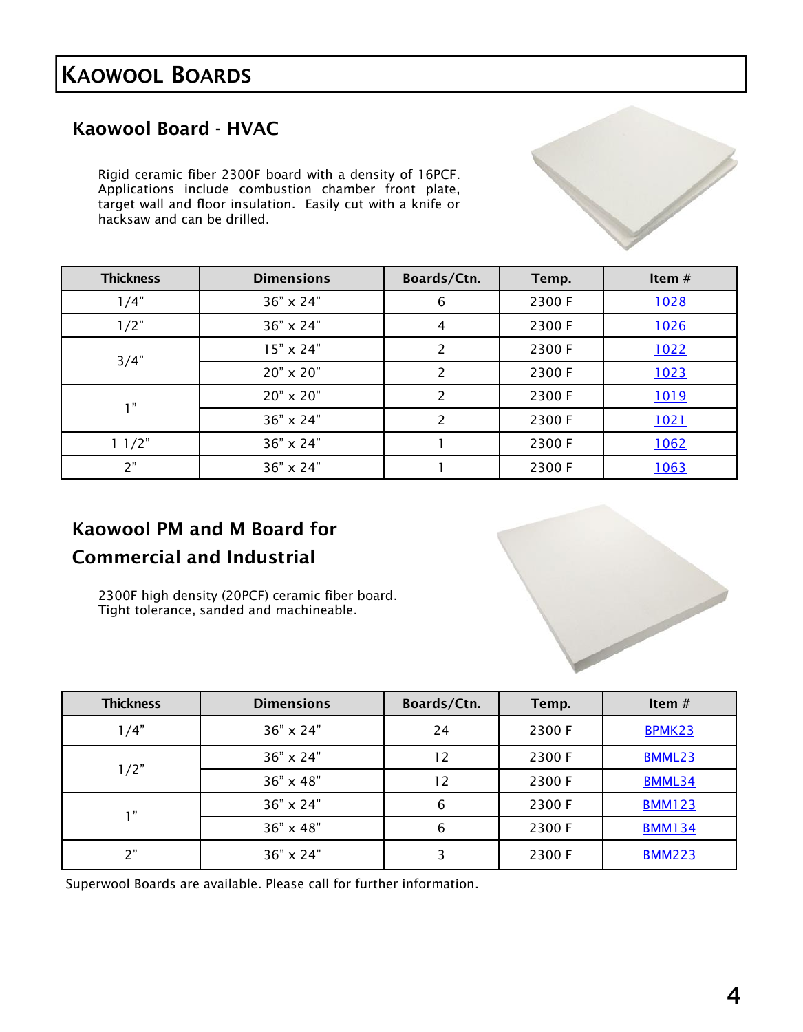# Kaowool Boards

## Kaowool Board - HVAC

Rigid ceramic fiber 2300F board with a density of 16PCF. Applications include combustion chamber front plate, target wall and floor insulation. Easily cut with a knife or hacksaw and can be drilled.

| Thickness | Dimensions | Boards/Ctn. | Temp. | Item # |
|---|---|---|---|---|
| 1/4" | 36" x 24" | 6 | 2300 F | 1028 |
| 1/2" | 36" x 24" | 4 | 2300 F | 1026 |
| 3/4" | 15" x 24" | 2 | 2300 F | 1022 |
| | 20" x 20" | 2 | 2300 F | 1023 |
| 1" | 20" x 20" | 2 | 2300 F | 1019 |
| | 36" x 24" | 2 | 2300 F | 1021 |
| 1 1/2" | 36" x 24" | 1 | 2300 F | 1062 |
| 2" | 36" x 24" | 1 | 2300 F | 1063 |

## Kaowool PM and M Board for Commercial and Industrial

2300F high density (20PCF) ceramic fiber board. Tight tolerance, sanded and machineable.

| Thickness | Dimensions | Boards/Ctn. | Temp. | Item # |
|---|---|---|---|---|
| 1/4" | 36" x 24" | 24 | 2300 F | BPMK23 |
| 1/2" | 36" x 24" | 12 | 2300 F | BMML23 |
| | 36" x 48" | 12 | 2300 F | BMML34 |
| 1" | 36" x 24" | 6 | 2300 F | BMM123 |
| | 36" x 48" | 6 | 2300 F | BMM134 |
| 2" | 36" x 24" | 3 | 2300 F | BMM223 |

Superwool Boards are available. Please call for further information.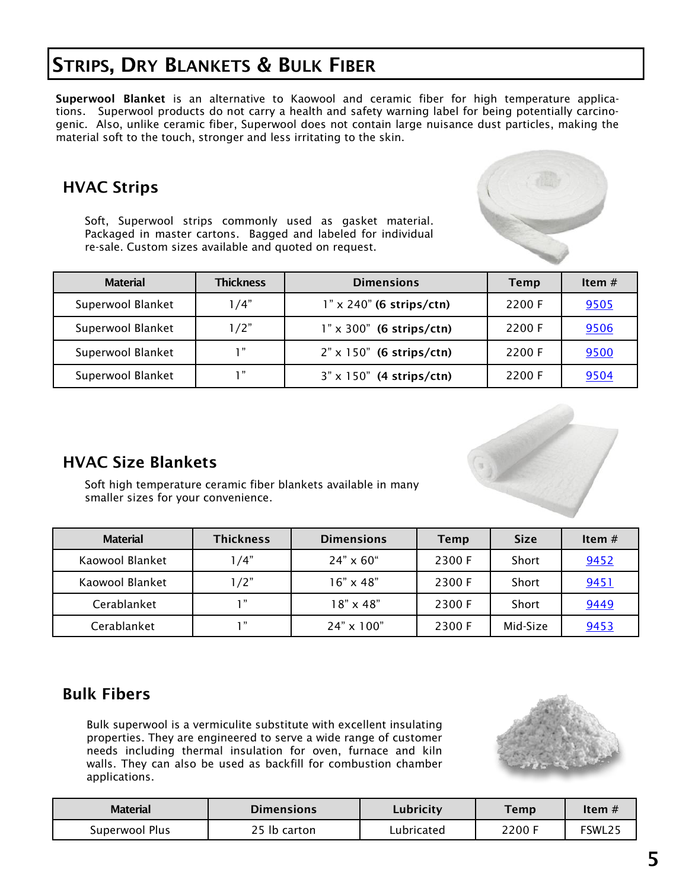# Strips, Dry Blankets & Bulk Fiber

**Superwool Blanket** is an alternative to Kaowool and ceramic fiber for high temperature applications. Superwool products do not carry a health and safety warning label for being potentially carcinogenic. Also, unlike ceramic fiber, Superwool does not contain large nuisance dust particles, making the material soft to the touch, stronger and less irritating to the skin.

## HVAC Strips

Soft, Superwool strips commonly used as gasket material. Packaged in master cartons. Bagged and labeled for individual re-sale. Custom sizes available and quoted on request.

| Material | Thickness | Dimensions | Temp | Item # |
|---|---|---|---|---|
| Superwool Blanket | 1/4" | 1" x 240" **(6 strips/ctn)** | 2200 F | 9505 |
| Superwool Blanket | 1/2" | 1" x 300" **(6 strips/ctn)** | 2200 F | 9506 |
| Superwool Blanket | 1" | 2" x 150" **(6 strips/ctn)** | 2200 F | 9500 |
| Superwool Blanket | 1" | 3" x 150" **(4 strips/ctn)** | 2200 F | 9504 |

## HVAC Size Blankets

Soft high temperature ceramic fiber blankets available in many smaller sizes for your convenience.

| Material | Thickness | Dimensions | Temp | Size | Item # |
|---|---|---|---|---|---|
| Kaowool Blanket | 1/4" | 24" x 60" | 2300 F | Short | 9452 |
| Kaowool Blanket | 1/2" | 16" x 48" | 2300 F | Short | 9451 |
| Cerablanket | 1" | 18" x 48" | 2300 F | Short | 9449 |
| Cerablanket | 1" | 24" x 100" | 2300 F | Mid-Size | 9453 |

## Bulk Fibers

Bulk superwool is a vermiculite substitute with excellent insulating properties. They are engineered to serve a wide range of customer needs including thermal insulation for oven, furnace and kiln walls. They can also be used as backfill for combustion chamber applications.

| Material | Dimensions | Lubricity | Temp | Item # |
|---|---|---|---|---|
| Superwool Plus | 25 lb carton | Lubricated | 2200 F | FSWL25 |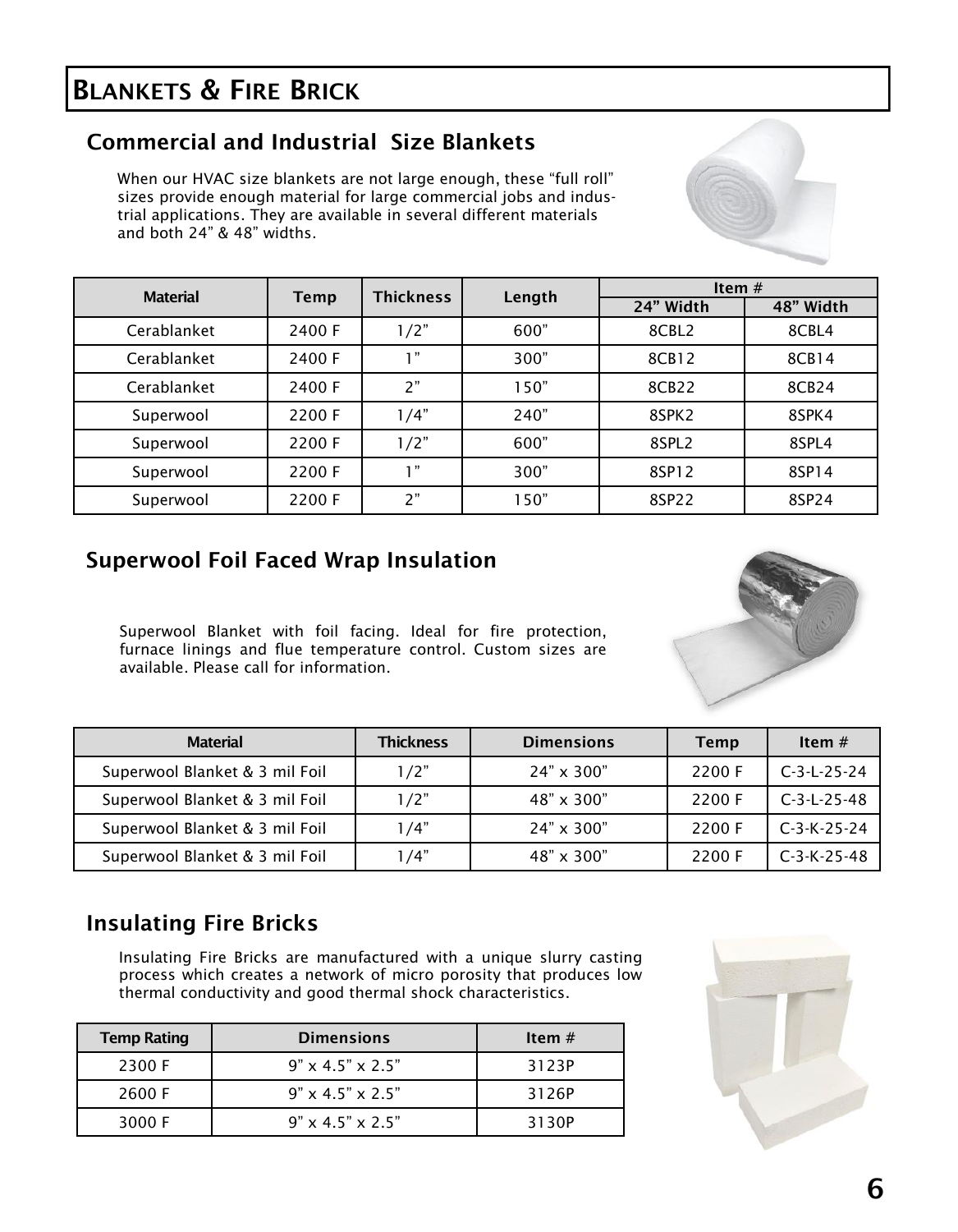# Blankets & Fire Brick

## Commercial and Industrial Size Blankets

When our HVAC size blankets are not large enough, these "full roll" sizes provide enough material for large commercial jobs and industrial applications. They are available in several different materials and both 24" & 48" widths.

| Material | Temp | Thickness | Length | Item # | |
|---|---|---|---|---|---|
| | | | | 24" Width | 48" Width |
| Cerablanket | 2400 F | 1/2" | 600" | 8CBL2 | 8CBL4 |
| Cerablanket | 2400 F | 1" | 300" | 8CB12 | 8CB14 |
| Cerablanket | 2400 F | 2" | 150" | 8CB22 | 8CB24 |
| Superwool | 2200 F | 1/4" | 240" | 8SPK2 | 8SPK4 |
| Superwool | 2200 F | 1/2" | 600" | 8SPL2 | 8SPL4 |
| Superwool | 2200 F | 1" | 300" | 8SP12 | 8SP14 |
| Superwool | 2200 F | 2" | 150" | 8SP22 | 8SP24 |

## Superwool Foil Faced Wrap Insulation

Superwool Blanket with foil facing. Ideal for fire protection, furnace linings and flue temperature control. Custom sizes are available. Please call for information.

| Material | Thickness | Dimensions | Temp | Item # |
|---|---|---|---|---|
| Superwool Blanket & 3 mil Foil | 1/2" | 24" x 300" | 2200 F | C-3-L-25-24 |
| Superwool Blanket & 3 mil Foil | 1/2" | 48" x 300" | 2200 F | C-3-L-25-48 |
| Superwool Blanket & 3 mil Foil | 1/4" | 24" x 300" | 2200 F | C-3-K-25-24 |
| Superwool Blanket & 3 mil Foil | 1/4" | 48" x 300" | 2200 F | C-3-K-25-48 |

## Insulating Fire Bricks

Insulating Fire Bricks are manufactured with a unique slurry casting process which creates a network of micro porosity that produces low thermal conductivity and good thermal shock characteristics.

| Temp Rating | Dimensions | Item # |
|---|---|---|
| 2300 F | 9" x 4.5" x 2.5" | 3123P |
| 2600 F | 9" x 4.5" x 2.5" | 3126P |
| 3000 F | 9" x 4.5" x 2.5" | 3130P |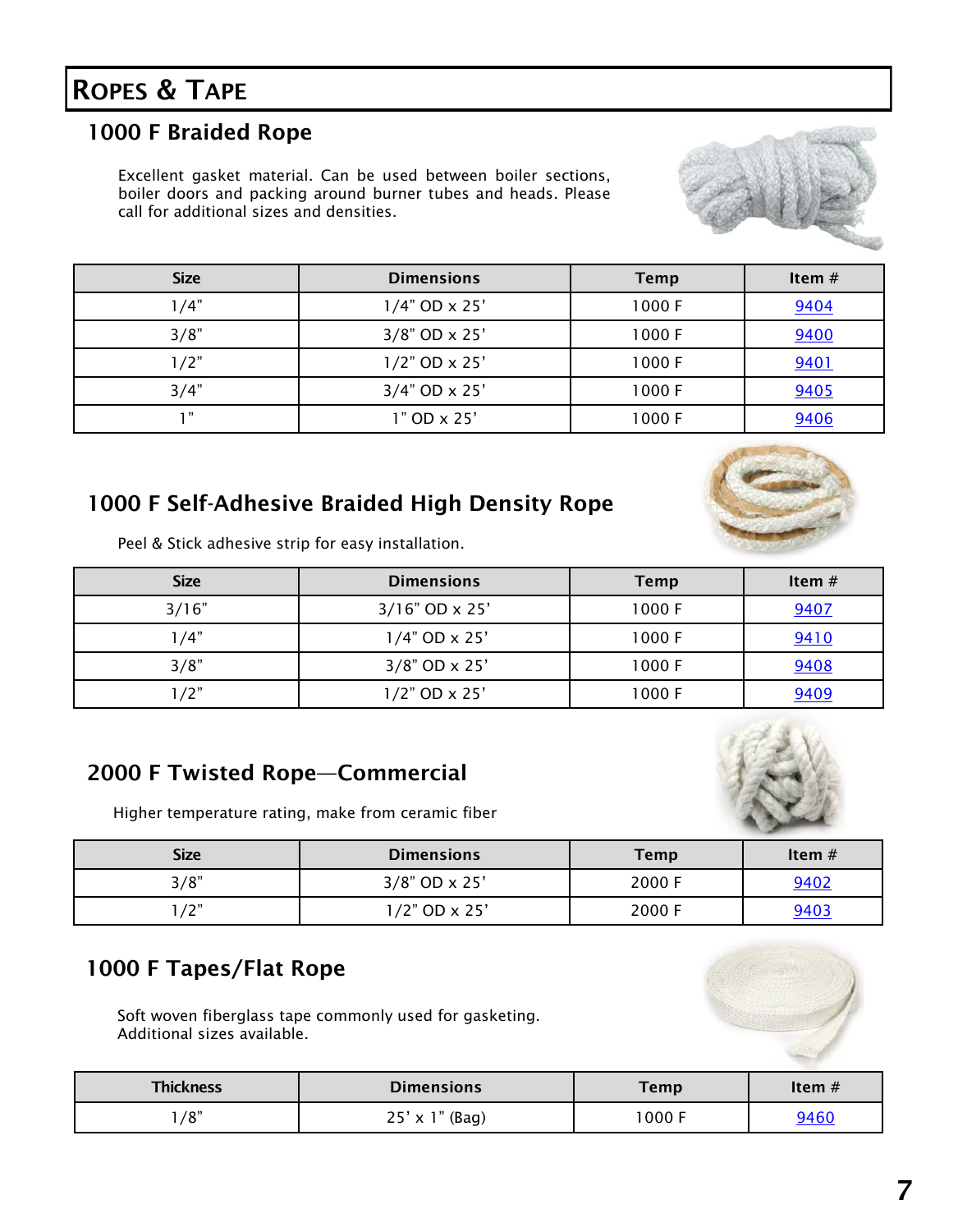# Ropes & Tape

## 1000 F Braided Rope

Excellent gasket material. Can be used between boiler sections, boiler doors and packing around burner tubes and heads. Please call for additional sizes and densities.

| Size | Dimensions | Temp | Item # |
|---|---|---|---|
| 1/4” | 1/4” OD x 25’ | 1000 F | 9404 |
| 3/8” | 3/8” OD x 25’ | 1000 F | 9400 |
| 1/2” | 1/2” OD x 25’ | 1000 F | 9401 |
| 3/4” | 3/4” OD x 25’ | 1000 F | 9405 |
| 1” | 1” OD x 25’ | 1000 F | 9406 |

## 1000 F Self-Adhesive Braided High Density Rope

Peel & Stick adhesive strip for easy installation.

| Size | Dimensions | Temp | Item # |
|---|---|---|---|
| 3/16” | 3/16” OD x 25’ | 1000 F | 9407 |
| 1/4” | 1/4” OD x 25’ | 1000 F | 9410 |
| 3/8” | 3/8” OD x 25’ | 1000 F | 9408 |
| 1/2” | 1/2” OD x 25’ | 1000 F | 9409 |

## 2000 F Twisted Rope—Commercial

Higher temperature rating, make from ceramic fiber

| Size | Dimensions | Temp | Item # |
|---|---|---|---|
| 3/8” | 3/8” OD x 25’ | 2000 F | 9402 |
| 1/2” | 1/2” OD x 25’ | 2000 F | 9403 |

## 1000 F Tapes/Flat Rope

Soft woven fiberglass tape commonly used for gasketing.
Additional sizes available.

| Thickness | Dimensions | Temp | Item # |
|---|---|---|---|
| 1/8” | 25’ x 1” (Bag) | 1000 F | 9460 |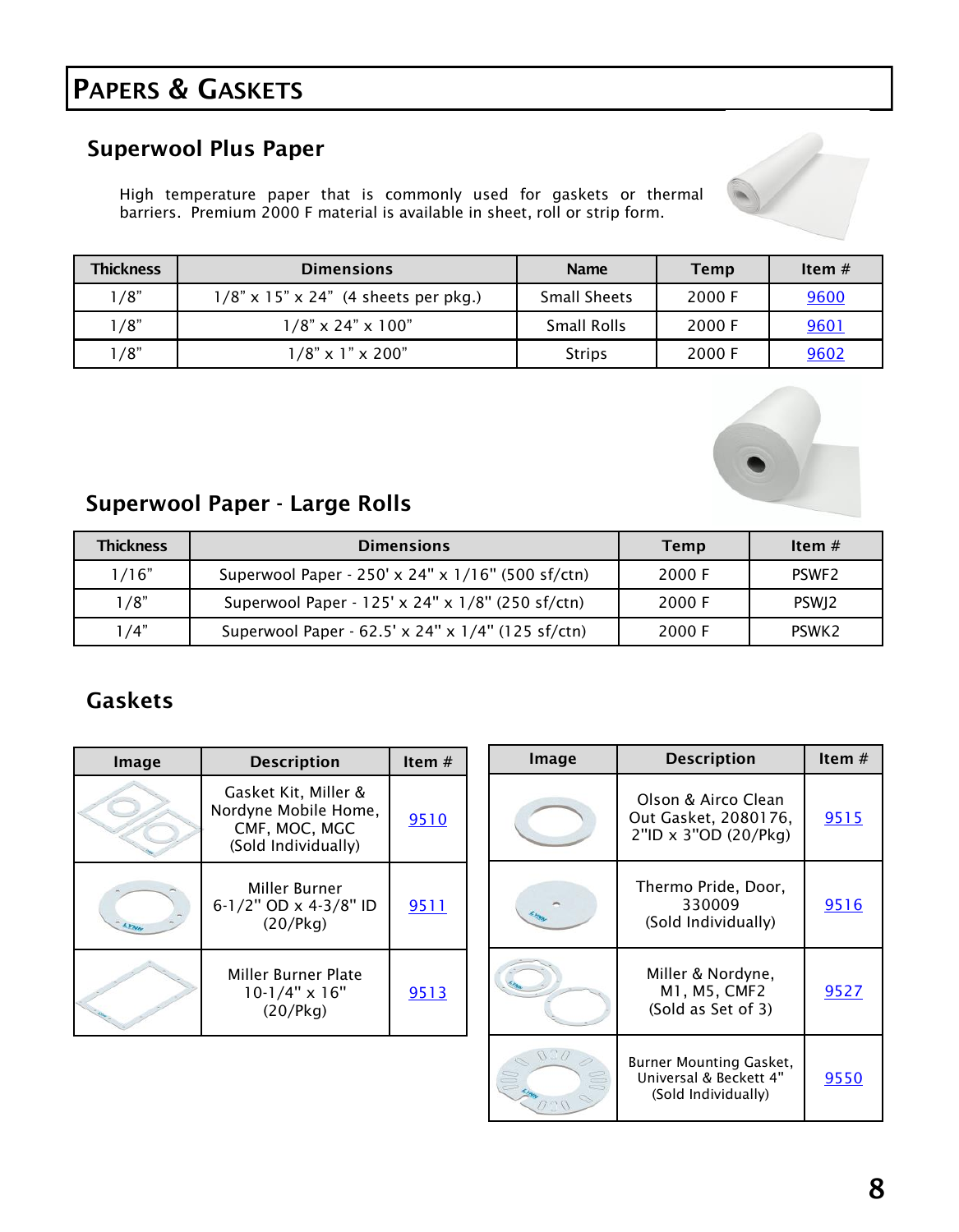# Papers & Gaskets

## Superwool Plus Paper

High temperature paper that is commonly used for gaskets or thermal barriers. Premium 2000 F material is available in sheet, roll or strip form.

| Thickness | Dimensions | Name | Temp | Item # |
|---|---|---|---|---|
| 1/8" | 1/8" x 15" x 24" (4 sheets per pkg.) | Small Sheets | 2000 F | 9600 |
| 1/8" | 1/8" x 24" x 100" | Small Rolls | 2000 F | 9601 |
| 1/8" | 1/8" x 1" x 200" | Strips | 2000 F | 9602 |

## Superwool Paper - Large Rolls

| Thickness | Dimensions | Temp | Item # |
|---|---|---|---|
| 1/16" | Superwool Paper - 250' x 24" x 1/16" (500 sf/ctn) | 2000 F | PSWF2 |
| 1/8" | Superwool Paper - 125' x 24" x 1/8" (250 sf/ctn) | 2000 F | PSWJ2 |
| 1/4" | Superwool Paper - 62.5' x 24" x 1/4" (125 sf/ctn) | 2000 F | PSWK2 |

## Gaskets

| Image | Description | Item # |
|---|---|---|
| | Gasket Kit, Miller & Nordyne Mobile Home, CMF, MOC, MGC (Sold Individually) | 9510 |
| | Miller Burner 6-1/2" OD x 4-3/8" ID (20/Pkg) | 9511 |
| | Miller Burner Plate 10-1/4" x 16" (20/Pkg) | 9513 |

| Image | Description | Item # |
|---|---|---|
| | Olson & Airco Clean Out Gasket, 2080176, 2"ID x 3"OD (20/Pkg) | 9515 |
| | Thermo Pride, Door, 330009 (Sold Individually) | 9516 |
| | Miller & Nordyne, M1, M5, CMF2 (Sold as Set of 3) | 9527 |
| | Burner Mounting Gasket, Universal & Beckett 4" (Sold Individually) | 9550 |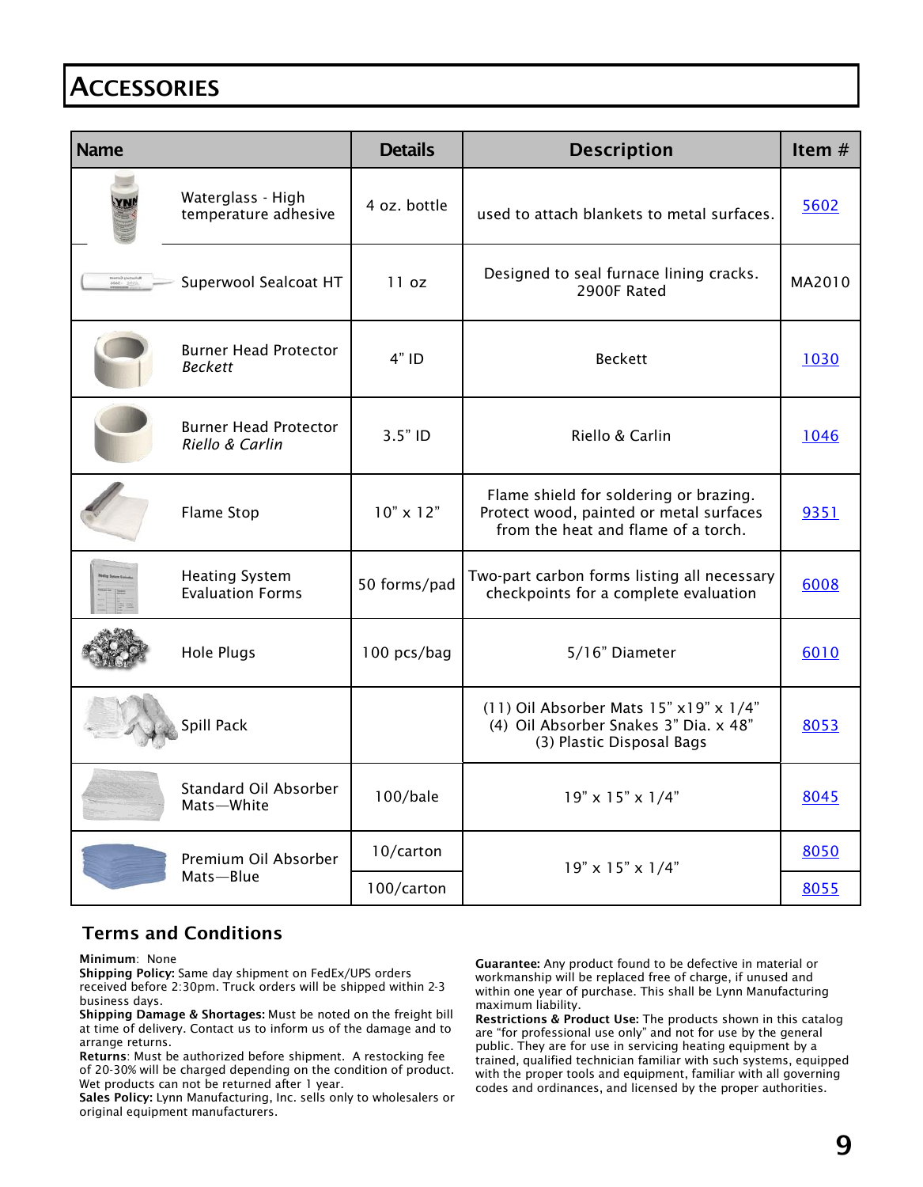# ACCESSORIES

| Name | Details | Description | Item # |
|---|---|---|---|
| Waterglass - High temperature adhesive | 4 oz. bottle | used to attach blankets to metal surfaces. | 5602 |
| Superwool Sealcoat HT | 11 oz | Designed to seal furnace lining cracks. 2900F Rated | MA2010 |
| Burner Head Protector *Beckett* | 4" ID | Beckett | 1030 |
| Burner Head Protector *Riello & Carlin* | 3.5" ID | Riello & Carlin | 1046 |
| Flame Stop | 10" x 12" | Flame shield for soldering or brazing. Protect wood, painted or metal surfaces from the heat and flame of a torch. | 9351 |
| Heating System Evaluation Forms | 50 forms/pad | Two-part carbon forms listing all necessary checkpoints for a complete evaluation | 6008 |
| Hole Plugs | 100 pcs/bag | 5/16" Diameter | 6010 |
| Spill Pack | | (11) Oil Absorber Mats 15" x19" x 1/4"<br>(4) Oil Absorber Snakes 3" Dia. x 48"<br>(3) Plastic Disposal Bags | 8053 |
| Standard Oil Absorber Mats—White | 100/bale | 19" x 15" x 1/4" | 8045 |
| Premium Oil Absorber Mats—Blue | 10/carton | 19" x 15" x 1/4" | 8050 |
| | 100/carton | | 8055 |

## Terms and Conditions

**Minimum**: None
**Shipping Policy:** Same day shipment on FedEx/UPS orders received before 2:30pm. Truck orders will be shipped within 2-3 business days.
**Shipping Damage & Shortages:** Must be noted on the freight bill at time of delivery. Contact us to inform us of the damage and to arrange returns.
**Returns**: Must be authorized before shipment. A restocking fee of 20-30% will be charged depending on the condition of product. Wet products can not be returned after 1 year.
**Sales Policy:** Lynn Manufacturing, Inc. sells only to wholesalers or original equipment manufacturers.

**Guarantee:** Any product found to be defective in material or workmanship will be replaced free of charge, if unused and within one year of purchase. This shall be Lynn Manufacturing maximum liability.
**Restrictions & Product Use:** The products shown in this catalog are "for professional use only" and not for use by the general public. They are for use in servicing heating equipment by a trained, qualified technician familiar with such systems, equipped with the proper tools and equipment, familiar with all governing codes and ordinances, and licensed by the proper authorities.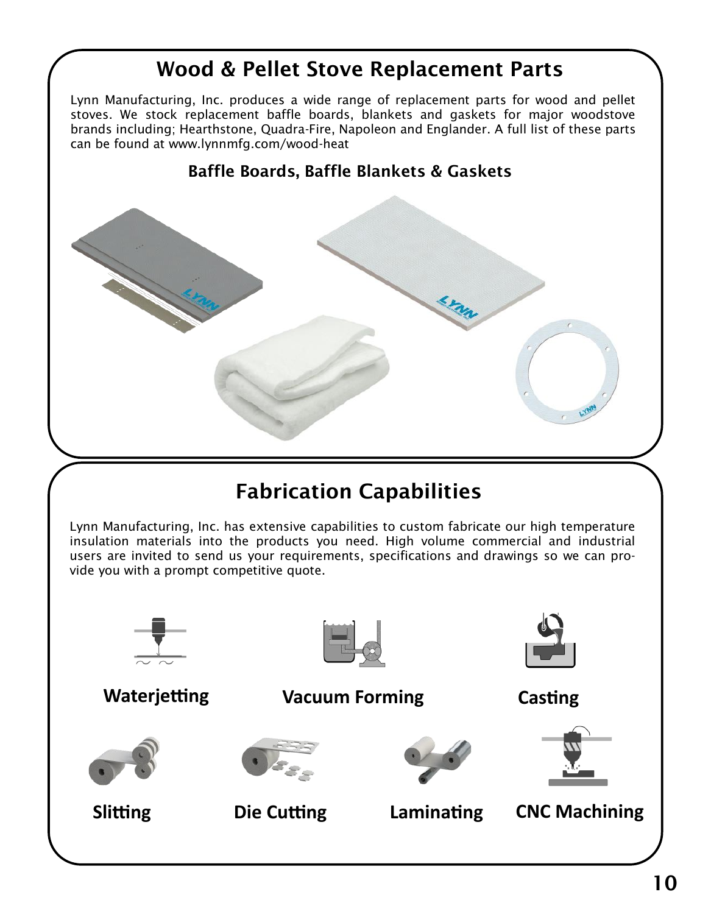## Wood & Pellet Stove Replacement Parts

Lynn Manufacturing, Inc. produces a wide range of replacement parts for wood and pellet stoves. We stock replacement baffle boards, blankets and gaskets for major woodstove brands including; Hearthstone, Quadra-Fire, Napoleon and Englander. A full list of these parts can be found at www.lynnmfg.com/wood-heat

### Baffle Boards, Baffle Blankets & Gaskets

## Fabrication Capabilities

Lynn Manufacturing, Inc. has extensive capabilities to custom fabricate our high temperature insulation materials into the products you need. High volume commercial and industrial users are invited to send us your requirements, specifications and drawings so we can provide you with a prompt competitive quote.

**Waterjetting**

**Vacuum Forming**

**Casting**

**Slitting**

**Die Cutting**

**Laminating**

**CNC Machining**